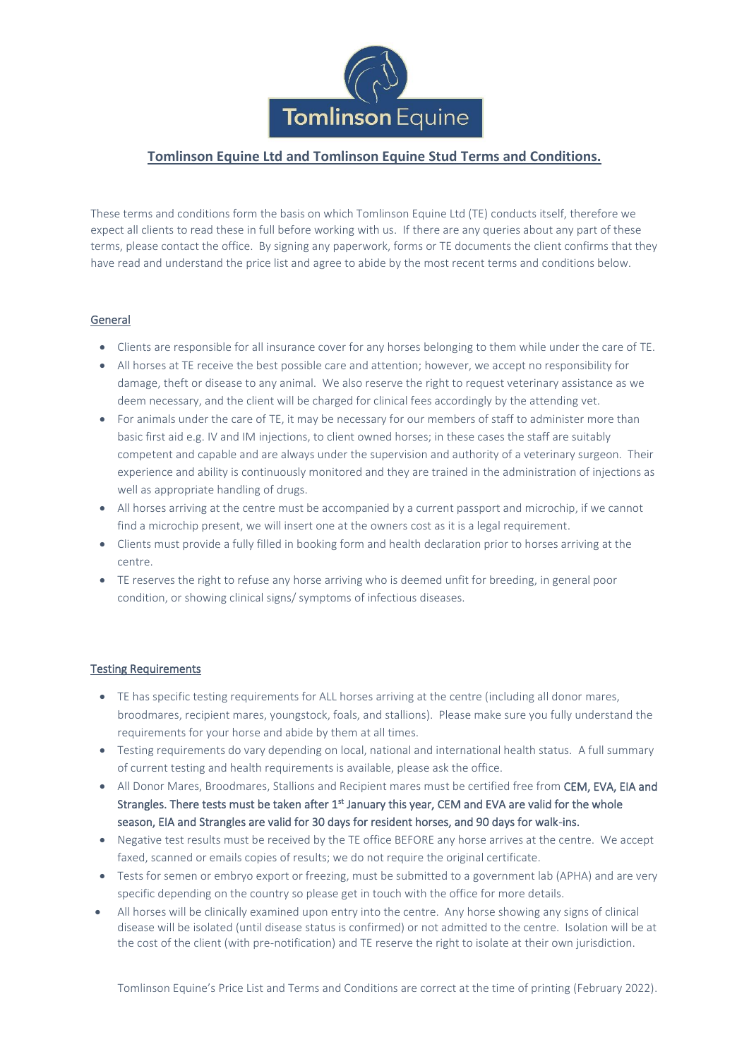Tomlinson Equine

# Tomlinson Equine Ltd and Tomlinson Equine Stud Terms and Conditions.

These terms and conditions form the basis on which Tomlinson Equine Ltd (TE) conducts itself, therefore we expect all clients to read these in full before working with us. If there are any queries about any part of these terms, please contact the office. By signing any paperwork, forms or TE documents the client confirms that they have read and understand the price list and agree to abide by the most recent terms and conditions below.

## General

- Clients are responsible for all insurance cover for any horses belonging to them while under the care of TE.
- All horses at TE receive the best possible care and attention; however, we accept no responsibility for damage, theft or disease to any animal. We also reserve the right to request veterinary assistance as we deem necessary, and the client will be charged for clinical fees accordingly by the attending vet.
- For animals under the care of TE, it may be necessary for our members of staff to administer more than basic first aid e.g. IV and IM injections, to client owned horses; in these cases the staff are suitably competent and capable and are always under the supervision and authority of a veterinary surgeon. Their experience and ability is continuously monitored and they are trained in the administration of injections as well as appropriate handling of drugs.
- All horses arriving at the centre must be accompanied by a current passport and microchip, if we cannot find a microchip present, we will insert one at the owners cost as it is a legal requirement.
- Clients must provide a fully filled in booking form and health declaration prior to horses arriving at the centre.
- TE reserves the right to refuse any horse arriving who is deemed unfit for breeding, in general poor condition, or showing clinical signs/ symptoms of infectious diseases.

## Testing Requirements

- TE has specific testing requirements for ALL horses arriving at the centre (including all donor mares, broodmares, recipient mares, youngstock, foals, and stallions). Please make sure you fully understand the requirements for your horse and abide by them at all times.
- Testing requirements do vary depending on local, national and international health status. A full summary of current testing and health requirements is available, please ask the office.
- All Donor Mares, Broodmares, Stallions and Recipient mares must be certified free from **CEM, EVA, EIA and Strangles. There tests must be taken after 1st January this year, CEM and EVA are valid for the whole season, EIA and Strangles are valid for 30 days for resident horses, and 90 days for walk-ins.**
- Negative test results must be received by the TE office BEFORE any horse arrives at the centre. We accept faxed, scanned or emails copies of results; we do not require the original certificate.
- Tests for semen or embryo export or freezing, must be submitted to a government lab (APHA) and are very specific depending on the country so please get in touch with the office for more details.
- All horses will be clinically examined upon entry into the centre. Any horse showing any signs of clinical disease will be isolated (until disease status is confirmed) or not admitted to the centre. Isolation will be at the cost of the client (with pre-notification) and TE reserve the right to isolate at their own jurisdiction.

Tomlinson Equine's Price List and Terms and Conditions are correct at the time of printing (February 2022).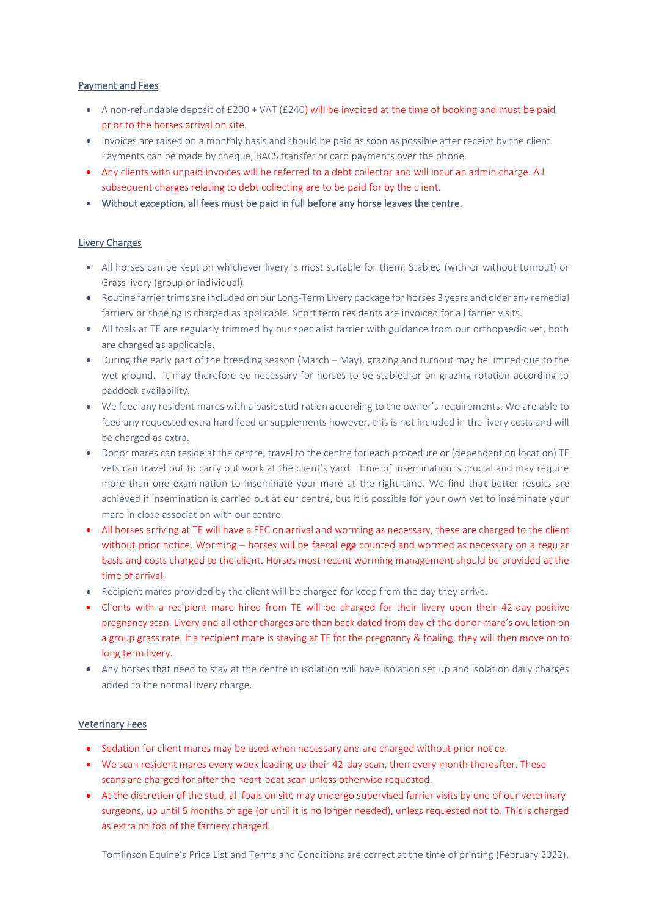## Payment and Fees

- A non-refundable deposit of £200 + VAT (£240) will be invoiced at the time of booking and must be paid prior to the horses arrival on site.
- Invoices are raised on a monthly basis and should be paid as soon as possible after receipt by the client. Payments can be made by cheque, BACS transfer or card payments over the phone.
- Any clients with unpaid invoices will be referred to a debt collector and will incur an admin charge. All subsequent charges relating to debt collecting are to be paid for by the client.
- **Without exception, all fees must be paid in full before any horse leaves the centre.**

## Livery Charges

- All horses can be kept on whichever livery is most suitable for them; Stabled (with or without turnout) or Grass livery (group or individual).
- Routine farrier trims are included on our Long-Term Livery package for horses 3 years and older any remedial farriery or shoeing is charged as applicable. Short term residents are invoiced for all farrier visits.
- All foals at TE are regularly trimmed by our specialist farrier with guidance from our orthopaedic vet, both are charged as applicable.
- During the early part of the breeding season (March – May), grazing and turnout may be limited due to the wet ground. It may therefore be necessary for horses to be stabled or on grazing rotation according to paddock availability.
- We feed any resident mares with a basic stud ration according to the owner's requirements. We are able to feed any requested extra hard feed or supplements however, this is not included in the livery costs and will be charged as extra.
- Donor mares can reside at the centre, travel to the centre for each procedure or (dependant on location) TE vets can travel out to carry out work at the client's yard. Time of insemination is crucial and may require more than one examination to inseminate your mare at the right time. We find that better results are achieved if insemination is carried out at our centre, but it is possible for your own vet to inseminate your mare in close association with our centre.
- All horses arriving at TE will have a FEC on arrival and worming as necessary, these are charged to the client without prior notice. Worming – horses will be faecal egg counted and wormed as necessary on a regular basis and costs charged to the client. Horses most recent worming management should be provided at the time of arrival.
- Recipient mares provided by the client will be charged for keep from the day they arrive.
- Clients with a recipient mare hired from TE will be charged for their livery upon their 42-day positive pregnancy scan. Livery and all other charges are then back dated from day of the donor mare's ovulation on a group grass rate. If a recipient mare is staying at TE for the pregnancy & foaling, they will then move on to long term livery.
- Any horses that need to stay at the centre in isolation will have isolation set up and isolation daily charges added to the normal livery charge.

## Veterinary Fees

- Sedation for client mares may be used when necessary and are charged without prior notice.
- We scan resident mares every week leading up their 42-day scan, then every month thereafter. These scans are charged for after the heart-beat scan unless otherwise requested.
- At the discretion of the stud, all foals on site may undergo supervised farrier visits by one of our veterinary surgeons, up until 6 months of age (or until it is no longer needed), unless requested not to. This is charged as extra on top of the farriery charged.

Tomlinson Equine's Price List and Terms and Conditions are correct at the time of printing (February 2022).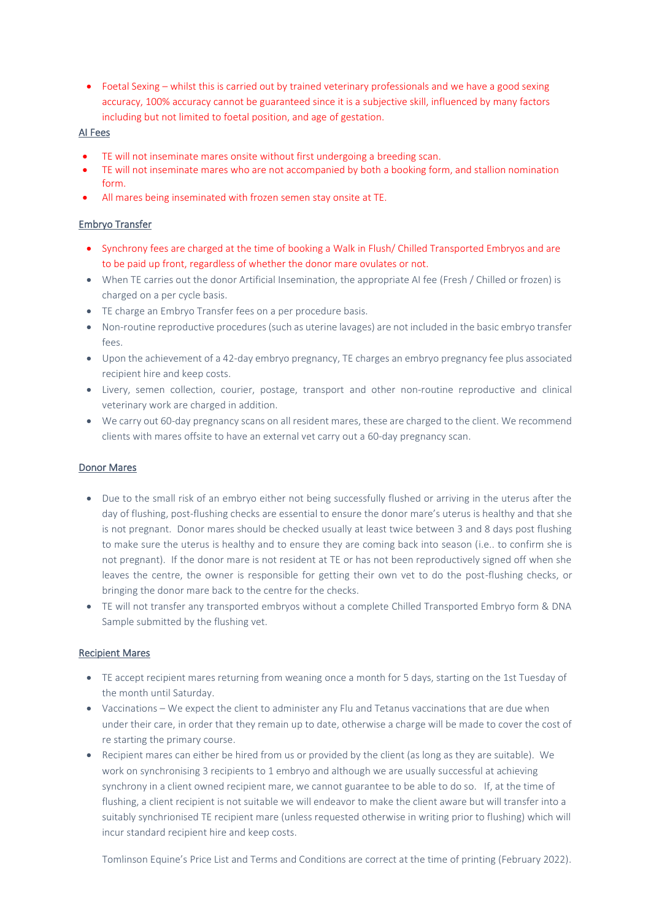- Foetal Sexing – whilst this is carried out by trained veterinary professionals and we have a good sexing accuracy, 100% accuracy cannot be guaranteed since it is a subjective skill, influenced by many factors including but not limited to foetal position, and age of gestation.

## AI Fees

- TE will not inseminate mares onsite without first undergoing a breeding scan.
- TE will not inseminate mares who are not accompanied by both a booking form, and stallion nomination form.
- All mares being inseminated with frozen semen stay onsite at TE.

## Embryo Transfer

- Synchrony fees are charged at the time of booking a Walk in Flush/ Chilled Transported Embryos and are to be paid up front, regardless of whether the donor mare ovulates or not.
- When TE carries out the donor Artificial Insemination, the appropriate AI fee (Fresh / Chilled or frozen) is charged on a per cycle basis.
- TE charge an Embryo Transfer fees on a per procedure basis.
- Non-routine reproductive procedures (such as uterine lavages) are not included in the basic embryo transfer fees.
- Upon the achievement of a 42-day embryo pregnancy, TE charges an embryo pregnancy fee plus associated recipient hire and keep costs.
- Livery, semen collection, courier, postage, transport and other non-routine reproductive and clinical veterinary work are charged in addition.
- We carry out 60-day pregnancy scans on all resident mares, these are charged to the client. We recommend clients with mares offsite to have an external vet carry out a 60-day pregnancy scan.

## Donor Mares

- Due to the small risk of an embryo either not being successfully flushed or arriving in the uterus after the day of flushing, post-flushing checks are essential to ensure the donor mare's uterus is healthy and that she is not pregnant. Donor mares should be checked usually at least twice between 3 and 8 days post flushing to make sure the uterus is healthy and to ensure they are coming back into season (i.e.. to confirm she is not pregnant). If the donor mare is not resident at TE or has not been reproductively signed off when she leaves the centre, the owner is responsible for getting their own vet to do the post-flushing checks, or bringing the donor mare back to the centre for the checks.
- TE will not transfer any transported embryos without a complete Chilled Transported Embryo form & DNA Sample submitted by the flushing vet.

## Recipient Mares

- TE accept recipient mares returning from weaning once a month for 5 days, starting on the 1st Tuesday of the month until Saturday.
- Vaccinations – We expect the client to administer any Flu and Tetanus vaccinations that are due when under their care, in order that they remain up to date, otherwise a charge will be made to cover the cost of re starting the primary course.
- Recipient mares can either be hired from us or provided by the client (as long as they are suitable). We work on synchronising 3 recipients to 1 embryo and although we are usually successful at achieving synchrony in a client owned recipient mare, we cannot guarantee to be able to do so. If, at the time of flushing, a client recipient is not suitable we will endeavor to make the client aware but will transfer into a suitably synchronised TE recipient mare (unless requested otherwise in writing prior to flushing) which will incur standard recipient hire and keep costs.

Tomlinson Equine's Price List and Terms and Conditions are correct at the time of printing (February 2022).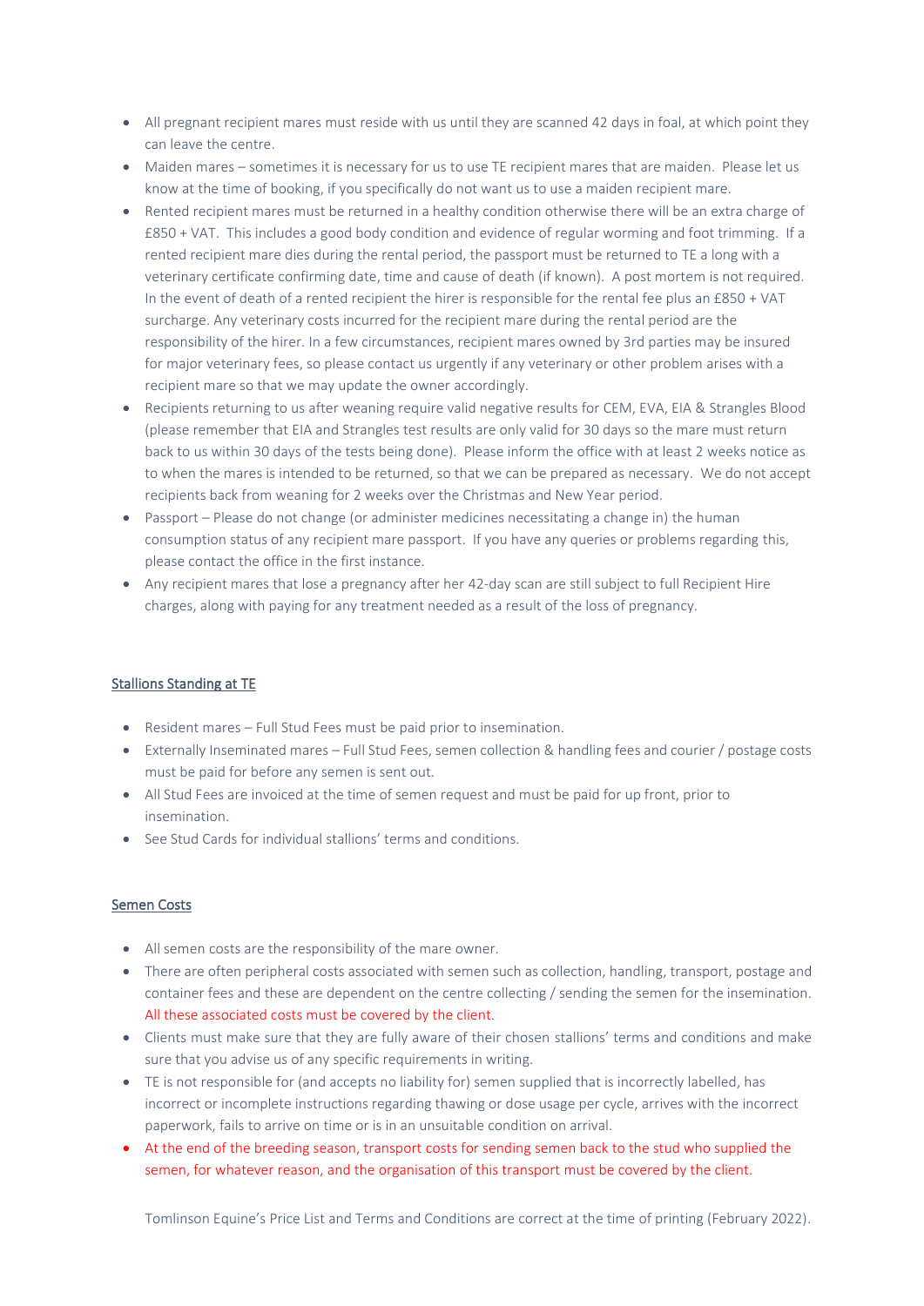- All pregnant recipient mares must reside with us until they are scanned 42 days in foal, at which point they can leave the centre.
- Maiden mares – sometimes it is necessary for us to use TE recipient mares that are maiden. Please let us know at the time of booking, if you specifically do not want us to use a maiden recipient mare.
- Rented recipient mares must be returned in a healthy condition otherwise there will be an extra charge of £850 + VAT. This includes a good body condition and evidence of regular worming and foot trimming. If a rented recipient mare dies during the rental period, the passport must be returned to TE a long with a veterinary certificate confirming date, time and cause of death (if known). A post mortem is not required. In the event of death of a rented recipient the hirer is responsible for the rental fee plus an £850 + VAT surcharge. Any veterinary costs incurred for the recipient mare during the rental period are the responsibility of the hirer. In a few circumstances, recipient mares owned by 3rd parties may be insured for major veterinary fees, so please contact us urgently if any veterinary or other problem arises with a recipient mare so that we may update the owner accordingly.
- Recipients returning to us after weaning require valid negative results for CEM, EVA, EIA & Strangles Blood (please remember that EIA and Strangles test results are only valid for 30 days so the mare must return back to us within 30 days of the tests being done). Please inform the office with at least 2 weeks notice as to when the mares is intended to be returned, so that we can be prepared as necessary. We do not accept recipients back from weaning for 2 weeks over the Christmas and New Year period.
- Passport – Please do not change (or administer medicines necessitating a change in) the human consumption status of any recipient mare passport. If you have any queries or problems regarding this, please contact the office in the first instance.
- Any recipient mares that lose a pregnancy after her 42-day scan are still subject to full Recipient Hire charges, along with paying for any treatment needed as a result of the loss of pregnancy.

## Stallions Standing at TE

- Resident mares – Full Stud Fees must be paid prior to insemination.
- Externally Inseminated mares – Full Stud Fees, semen collection & handling fees and courier / postage costs must be paid for before any semen is sent out.
- All Stud Fees are invoiced at the time of semen request and must be paid for up front, prior to insemination.
- See Stud Cards for individual stallions' terms and conditions.

## Semen Costs

- All semen costs are the responsibility of the mare owner.
- There are often peripheral costs associated with semen such as collection, handling, transport, postage and container fees and these are dependent on the centre collecting / sending the semen for the insemination. All these associated costs must be covered by the client.
- Clients must make sure that they are fully aware of their chosen stallions' terms and conditions and make sure that you advise us of any specific requirements in writing.
- TE is not responsible for (and accepts no liability for) semen supplied that is incorrectly labelled, has incorrect or incomplete instructions regarding thawing or dose usage per cycle, arrives with the incorrect paperwork, fails to arrive on time or is in an unsuitable condition on arrival.
- At the end of the breeding season, transport costs for sending semen back to the stud who supplied the semen, for whatever reason, and the organisation of this transport must be covered by the client.

Tomlinson Equine's Price List and Terms and Conditions are correct at the time of printing (February 2022).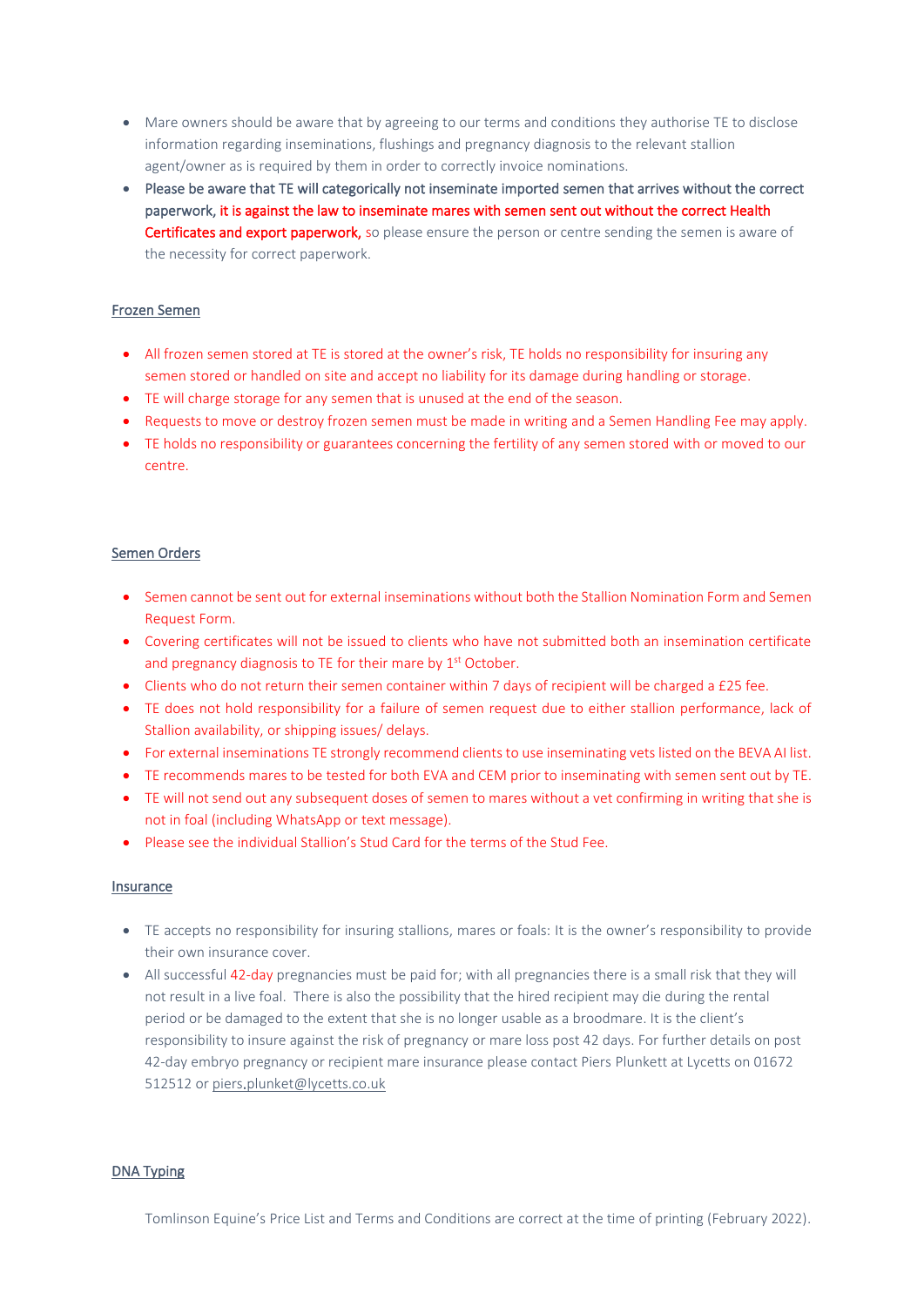- Mare owners should be aware that by agreeing to our terms and conditions they authorise TE to disclose information regarding inseminations, flushings and pregnancy diagnosis to the relevant stallion agent/owner as is required by them in order to correctly invoice nominations.
- Please be aware that TE will categorically not inseminate imported semen that arrives without the correct paperwork, it is against the law to inseminate mares with semen sent out without the correct Health Certificates and export paperwork, so please ensure the person or centre sending the semen is aware of the necessity for correct paperwork.

## Frozen Semen

- All frozen semen stored at TE is stored at the owner's risk, TE holds no responsibility for insuring any semen stored or handled on site and accept no liability for its damage during handling or storage.
- TE will charge storage for any semen that is unused at the end of the season.
- Requests to move or destroy frozen semen must be made in writing and a Semen Handling Fee may apply.
- TE holds no responsibility or guarantees concerning the fertility of any semen stored with or moved to our centre.

## Semen Orders

- Semen cannot be sent out for external inseminations without both the Stallion Nomination Form and Semen Request Form.
- Covering certificates will not be issued to clients who have not submitted both an insemination certificate and pregnancy diagnosis to TE for their mare by 1st October.
- Clients who do not return their semen container within 7 days of recipient will be charged a £25 fee.
- TE does not hold responsibility for a failure of semen request due to either stallion performance, lack of Stallion availability, or shipping issues/ delays.
- For external inseminations TE strongly recommend clients to use inseminating vets listed on the BEVA AI list.
- TE recommends mares to be tested for both EVA and CEM prior to inseminating with semen sent out by TE.
- TE will not send out any subsequent doses of semen to mares without a vet confirming in writing that she is not in foal (including WhatsApp or text message).
- Please see the individual Stallion's Stud Card for the terms of the Stud Fee.

## Insurance

- TE accepts no responsibility for insuring stallions, mares or foals: It is the owner's responsibility to provide their own insurance cover.
- All successful 42-day pregnancies must be paid for; with all pregnancies there is a small risk that they will not result in a live foal. There is also the possibility that the hired recipient may die during the rental period or be damaged to the extent that she is no longer usable as a broodmare. It is the client's responsibility to insure against the risk of pregnancy or mare loss post 42 days. For further details on post 42-day embryo pregnancy or recipient mare insurance please contact Piers Plunkett at Lycetts on 01672 512512 or piers,plunket@lycetts.co.uk

## DNA Typing

Tomlinson Equine's Price List and Terms and Conditions are correct at the time of printing (February 2022).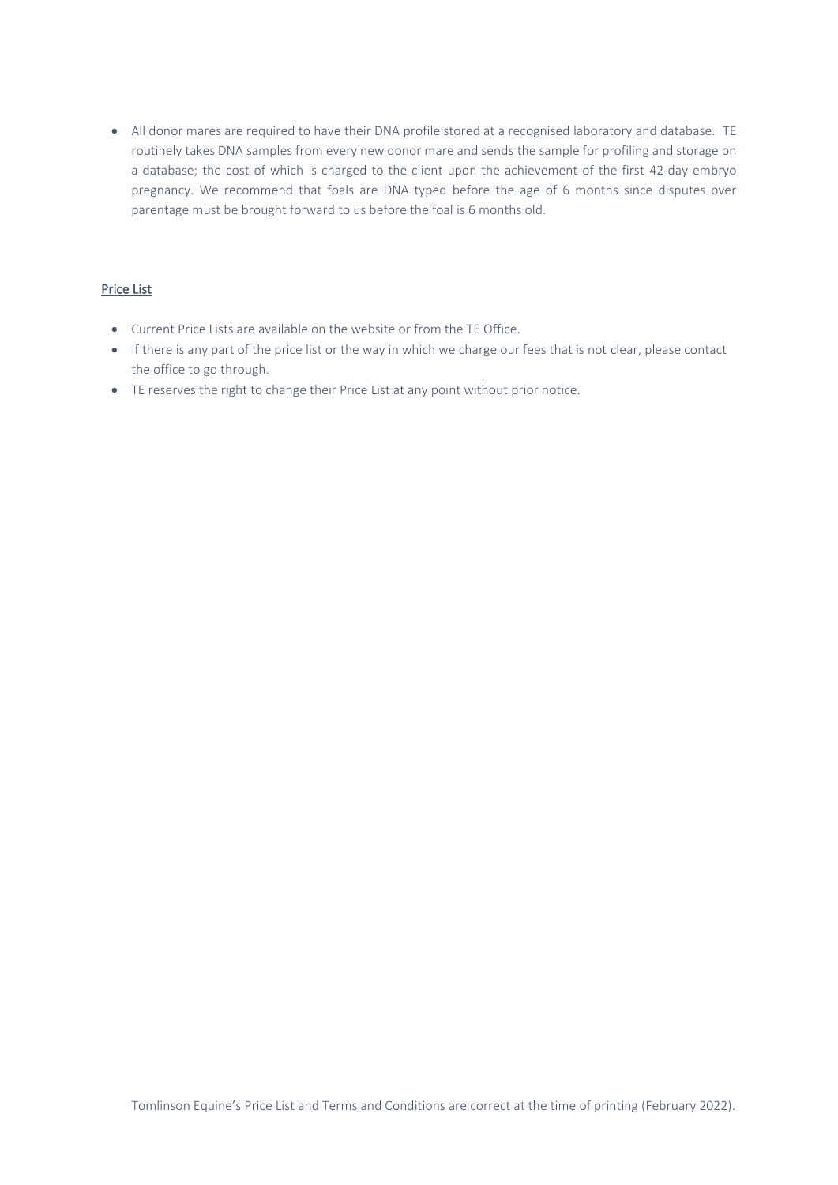- All donor mares are required to have their DNA profile stored at a recognised laboratory and database. TE routinely takes DNA samples from every new donor mare and sends the sample for profiling and storage on a database; the cost of which is charged to the client upon the achievement of the first 42-day embryo pregnancy. We recommend that foals are DNA typed before the age of 6 months since disputes over parentage must be brought forward to us before the foal is 6 months old.

## Price List

- Current Price Lists are available on the website or from the TE Office.
- If there is any part of the price list or the way in which we charge our fees that is not clear, please contact the office to go through.
- TE reserves the right to change their Price List at any point without prior notice.

Tomlinson Equine's Price List and Terms and Conditions are correct at the time of printing (February 2022).